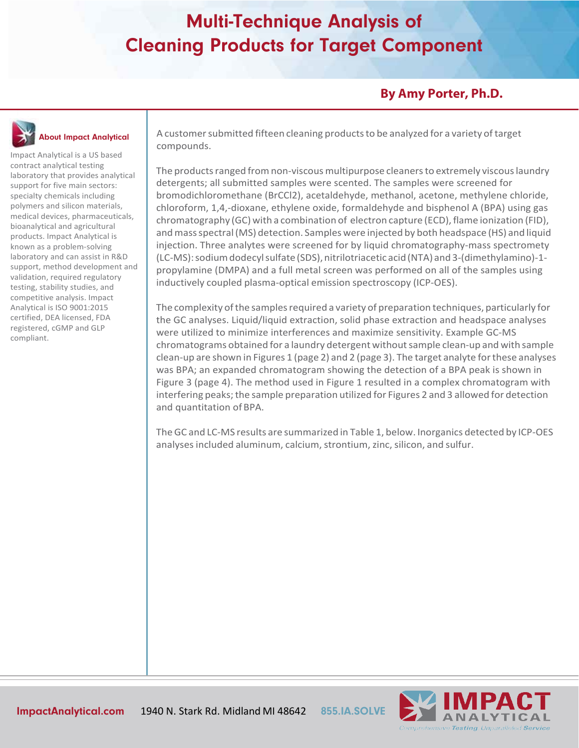# Multi-Technique Analysis of Cleaning Products for Target Component

**By Amy Porter, Ph.D.**

### About Impact Analytical

Impact Analytical is a US based contract analytical testing laboratory that provides analytical support for five main sectors: specialty chemicals including polymers and silicon materials, medical devices, pharmaceuticals, bioanalytical and agricultural products. Impact Analytical is known as a problem-solving laboratory and can assist in R&D support, method development and validation, required regulatory testing, stability studies, and competitive analysis. Impact Analytical is ISO 9001:2015 certified, DEA licensed, FDA registered, cGMP and GLP compliant.

A customer submitted fifteen cleaning products to be analyzed for a variety of target compounds.

The products ranged from non-viscous multipurpose cleaners to extremely viscous laundry detergents; all submitted samples were scented. The samples were screened for bromodichloromethane (BrCCl2), acetaldehyde, methanol, acetone, methylene chloride, chloroform, 1,4,-dioxane, ethylene oxide, formaldehyde and bisphenol A (BPA) using gas chromatography (GC) with a combination of electron capture (ECD), flame ionization (FID), and mass spectral (MS) detection. Samples were injected by both headspace (HS) and liquid injection. Three analytes were screened for by liquid chromatography-mass spectromety (LC-MS): sodium dodecyl sulfate (SDS), nitrilotriacetic acid (NTA) and 3-(dimethylamino)-1-propylamine (DMPA) and a full metal screen was performed on all of the samples using inductively coupled plasma-optical emission spectroscopy (ICP-OES).

The complexity of the samples required a variety of preparation techniques, particularly for the GC analyses. Liquid/liquid extraction, solid phase extraction and headspace analyses were utilized to minimize interferences and maximize sensitivity. Example GC-MS chromatograms obtained for a laundry detergent without sample clean-up and with sample clean-up are shown in Figures 1 (page 2) and 2 (page 3). The target analyte for these analyses was BPA; an expanded chromatogram showing the detection of a BPA peak is shown in Figure 3 (page 4). The method used in Figure 1 resulted in a complex chromatogram with interfering peaks; the sample preparation utilized for Figures 2 and 3 allowed for detection and quantitation of BPA.

The GC and LC-MS results are summarized in Table 1, below. Inorganics detected by ICP-OES analyses included aluminum, calcium, strontium, zinc, silicon, and sulfur.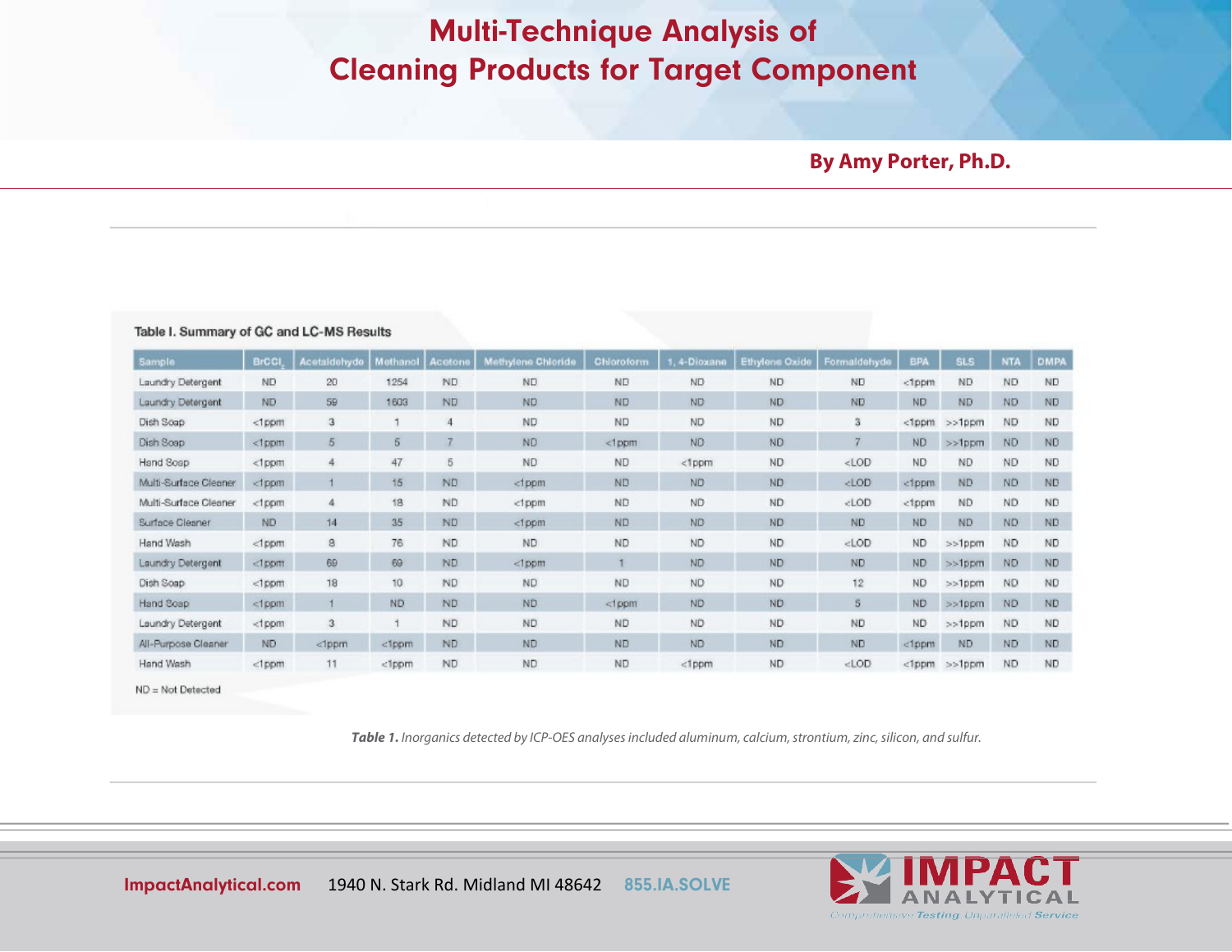# Multi-Technique Analysis of Cleaning Products for Target Component

**By Amy Porter, Ph.D.**

Table I. Summary of GC and LC-MS Results

| Sample | $BrCCl_3$ | Acetaldehyde | Methanol | Acetone | Methylene Chloride | Chloroform | 1, 4-Dioxane | Ethylene Oxide | Formaldehyde | BPA | SLS | NTA | DMPA |
|---|---|---|---|---|---|---|---|---|---|---|---|---|---|
| Laundry Detergent | ND | 20 | 1254 | ND | ND | ND | ND | ND | ND | <1ppm | ND | ND | ND |
| Laundry Detergent | ND | 59 | 1603 | ND | ND | ND | ND | ND | ND | ND | ND | ND | ND |
| Dish Soap | <1ppm | 3 | 1 | 4 | ND | ND | ND | ND | 3 | <1ppm | >>1ppm | ND | ND |
| Dish Soap | <1ppm | 5 | 5 | 7 | ND | <1ppm | ND | ND | 7 | ND | >>1ppm | ND | ND |
| Hand Soap | <1ppm | 4 | 47 | 5 | ND | ND | <1ppm | ND | <LOD | ND | ND | ND | ND |
| Multi-Surface Cleaner | <1ppm | 1 | 15 | ND | <1ppm | ND | ND | ND | <LOD | <1ppm | ND | ND | ND |
| Multi-Surface Cleaner | <1ppm | 4 | 18 | ND | <1ppm | ND | ND | ND | <LOD | <1ppm | ND | ND | ND |
| Surface Cleaner | ND | 14 | 35 | ND | <1ppm | ND | ND | ND | ND | ND | ND | ND | ND |
| Hand Wash | <1ppm | 8 | 76 | ND | ND | ND | ND | ND | <LOD | ND | >>1ppm | ND | ND |
| Laundry Detergent | <1ppm | 69 | 69 | ND | <1ppm | 1 | ND | ND | ND | ND | >>1ppm | ND | ND |
| Dish Soap | <1ppm | 18 | 10 | ND | ND | ND | ND | ND | 12 | ND | >>1ppm | ND | ND |
| Hand Soap | <1ppm | 1 | ND | ND | ND | <1ppm | ND | ND | 5 | ND | >>1ppm | ND | ND |
| Laundry Detergent | <1ppm | 3 | 1 | ND | ND | ND | ND | ND | ND | ND | >>1ppm | ND | ND |
| All-Purpose Cleaner | ND | <1ppm | <1ppm | ND | ND | ND | ND | ND | ND | <1ppm | ND | ND | ND |
| Hand Wash | <1ppm | 11 | <1ppm | ND | ND | ND | <1ppm | ND | <LOD | <1ppm | >>1ppm | ND | ND |

ND = Not Detected

***Table 1.*** *Inorganics detected by ICP-OES analyses included aluminum, calcium, strontium, zinc, silicon, and sulfur.*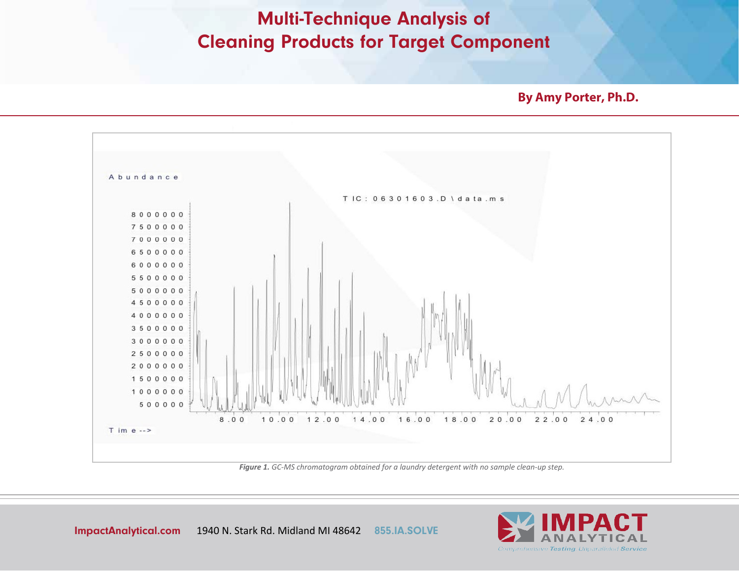# Multi-Technique Analysis of Cleaning Products for Target Component

**By Amy Porter, Ph.D.**

*Figure 1.* GC-MS chromatogram obtained for a laundry detergent with no sample clean-up step.

ImpactAnalytical.com 1940 N. Stark Rd. Midland MI 48642 855.IA.SOLVE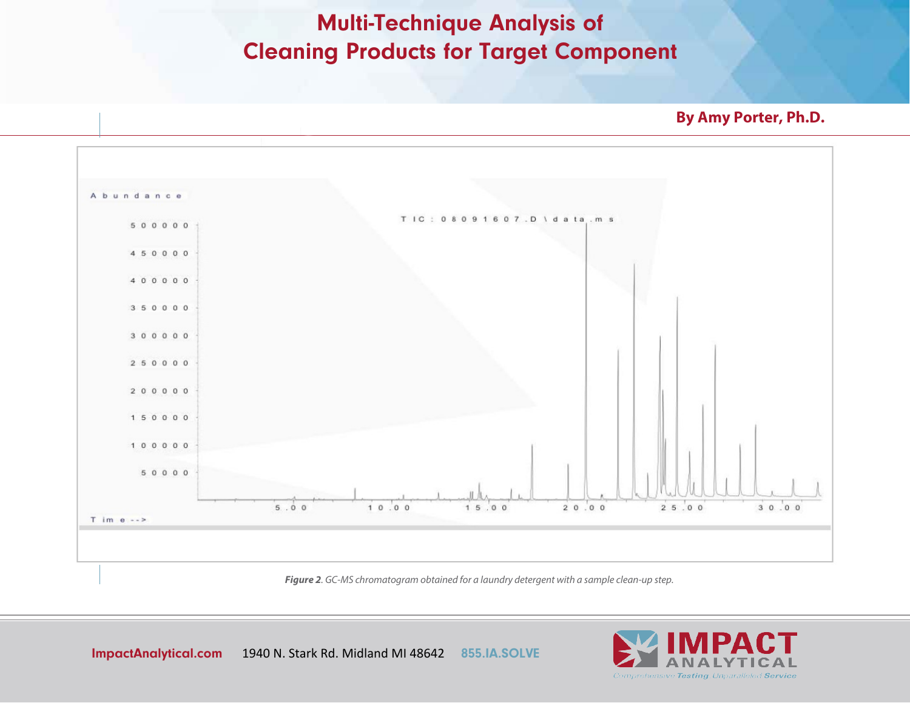# Multi-Technique Analysis of Cleaning Products for Target Component

**By Amy Porter, Ph.D.**

*Figure 2*. GC-MS chromatogram obtained for a laundry detergent with a sample clean-up step.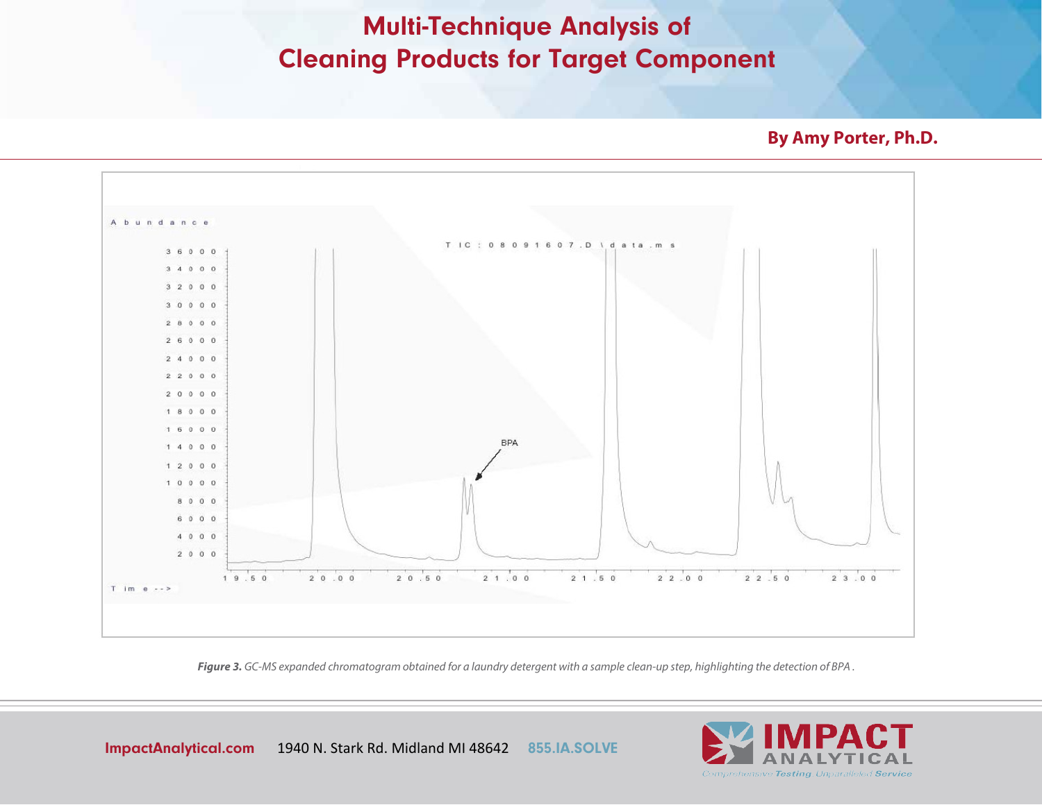# Multi-Technique Analysis of Cleaning Products for Target Component

**By Amy Porter, Ph.D.**

Abundance

TIC: 08091607.D\data.ms

36000
34000
32000
30000
28000
26000
24000
22000
20000
18000
16000
14000
12000
10000
8000
6000
4000
2000

BPA

Time-->

19.50
20.00
20.50
21.00
21.50
22.00
22.50
23.00

***Figure 3.*** *GC-MS expanded chromatogram obtained for a laundry detergent with a sample clean-up step, highlighting the detection of BPA .*

ImpactAnalytical.com 1940 N. Stark Rd. Midland MI 48642 855.IA.SOLVE

IMPACT ANALYTICAL

Comprehensive Testing Unparalleled Service